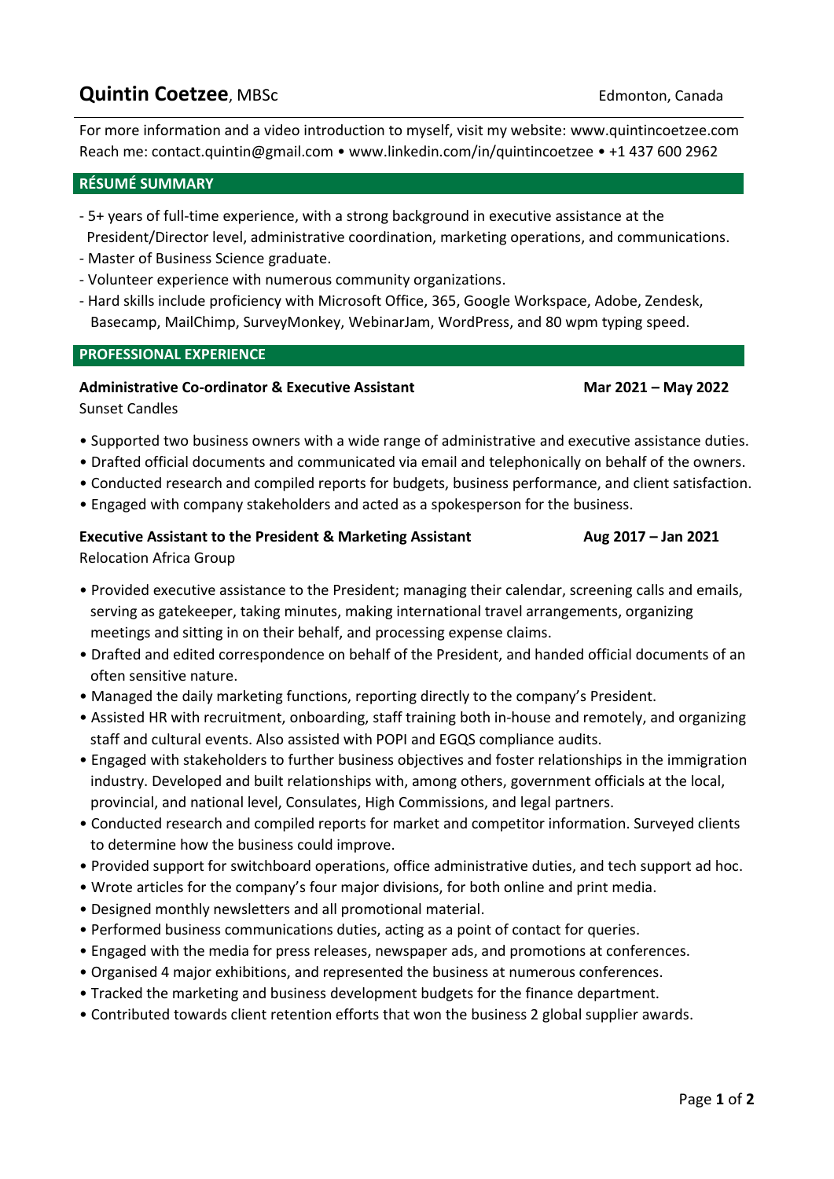# **Quintin Coetzee**, MBSc

Edmonton, Canada

For more information and a video introduction to myself, visit my website: www.quintincoetzee.com
Reach me: contact.quintin@gmail.com • www.linkedin.com/in/quintincoetzee • +1 437 600 2962

## RÉSUMÉ SUMMARY

- 5+ years of full-time experience, with a strong background in executive assistance at the President/Director level, administrative coordination, marketing operations, and communications.
- Master of Business Science graduate.
- Volunteer experience with numerous community organizations.
- Hard skills include proficiency with Microsoft Office, 365, Google Workspace, Adobe, Zendesk, Basecamp, MailChimp, SurveyMonkey, WebinarJam, WordPress, and 80 wpm typing speed.

## PROFESSIONAL EXPERIENCE

**Administrative Co-ordinator & Executive Assistant** — **Mar 2021 – May 2022**
Sunset Candles

- Supported two business owners with a wide range of administrative and executive assistance duties.
- Drafted official documents and communicated via email and telephonically on behalf of the owners.
- Conducted research and compiled reports for budgets, business performance, and client satisfaction.
- Engaged with company stakeholders and acted as a spokesperson for the business.

**Executive Assistant to the President & Marketing Assistant** — **Aug 2017 – Jan 2021**
Relocation Africa Group

- Provided executive assistance to the President; managing their calendar, screening calls and emails, serving as gatekeeper, taking minutes, making international travel arrangements, organizing meetings and sitting in on their behalf, and processing expense claims.
- Drafted and edited correspondence on behalf of the President, and handed official documents of an often sensitive nature.
- Managed the daily marketing functions, reporting directly to the company's President.
- Assisted HR with recruitment, onboarding, staff training both in-house and remotely, and organizing staff and cultural events. Also assisted with POPI and EGQS compliance audits.
- Engaged with stakeholders to further business objectives and foster relationships in the immigration industry. Developed and built relationships with, among others, government officials at the local, provincial, and national level, Consulates, High Commissions, and legal partners.
- Conducted research and compiled reports for market and competitor information. Surveyed clients to determine how the business could improve.
- Provided support for switchboard operations, office administrative duties, and tech support ad hoc.
- Wrote articles for the company's four major divisions, for both online and print media.
- Designed monthly newsletters and all promotional material.
- Performed business communications duties, acting as a point of contact for queries.
- Engaged with the media for press releases, newspaper ads, and promotions at conferences.
- Organised 4 major exhibitions, and represented the business at numerous conferences.
- Tracked the marketing and business development budgets for the finance department.
- Contributed towards client retention efforts that won the business 2 global supplier awards.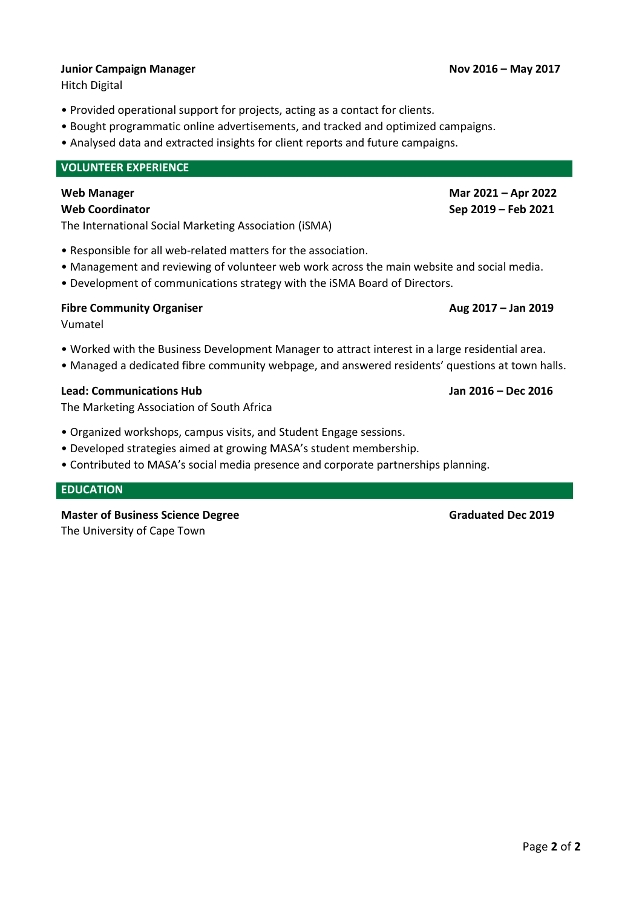**Junior Campaign Manager** **Nov 2016 – May 2017**
Hitch Digital

- Provided operational support for projects, acting as a contact for clients.
- Bought programmatic online advertisements, and tracked and optimized campaigns.
- Analysed data and extracted insights for client reports and future campaigns.

## VOLUNTEER EXPERIENCE

**Web Manager** **Mar 2021 – Apr 2022**
**Web Coordinator** **Sep 2019 – Feb 2021**
The International Social Marketing Association (iSMA)

- Responsible for all web-related matters for the association.
- Management and reviewing of volunteer web work across the main website and social media.
- Development of communications strategy with the iSMA Board of Directors.

**Fibre Community Organiser** **Aug 2017 – Jan 2019**
Vumatel

- Worked with the Business Development Manager to attract interest in a large residential area.
- Managed a dedicated fibre community webpage, and answered residents' questions at town halls.

**Lead: Communications Hub** **Jan 2016 – Dec 2016**
The Marketing Association of South Africa

- Organized workshops, campus visits, and Student Engage sessions.
- Developed strategies aimed at growing MASA's student membership.
- Contributed to MASA's social media presence and corporate partnerships planning.

## EDUCATION

**Master of Business Science Degree** **Graduated Dec 2019**
The University of Cape Town